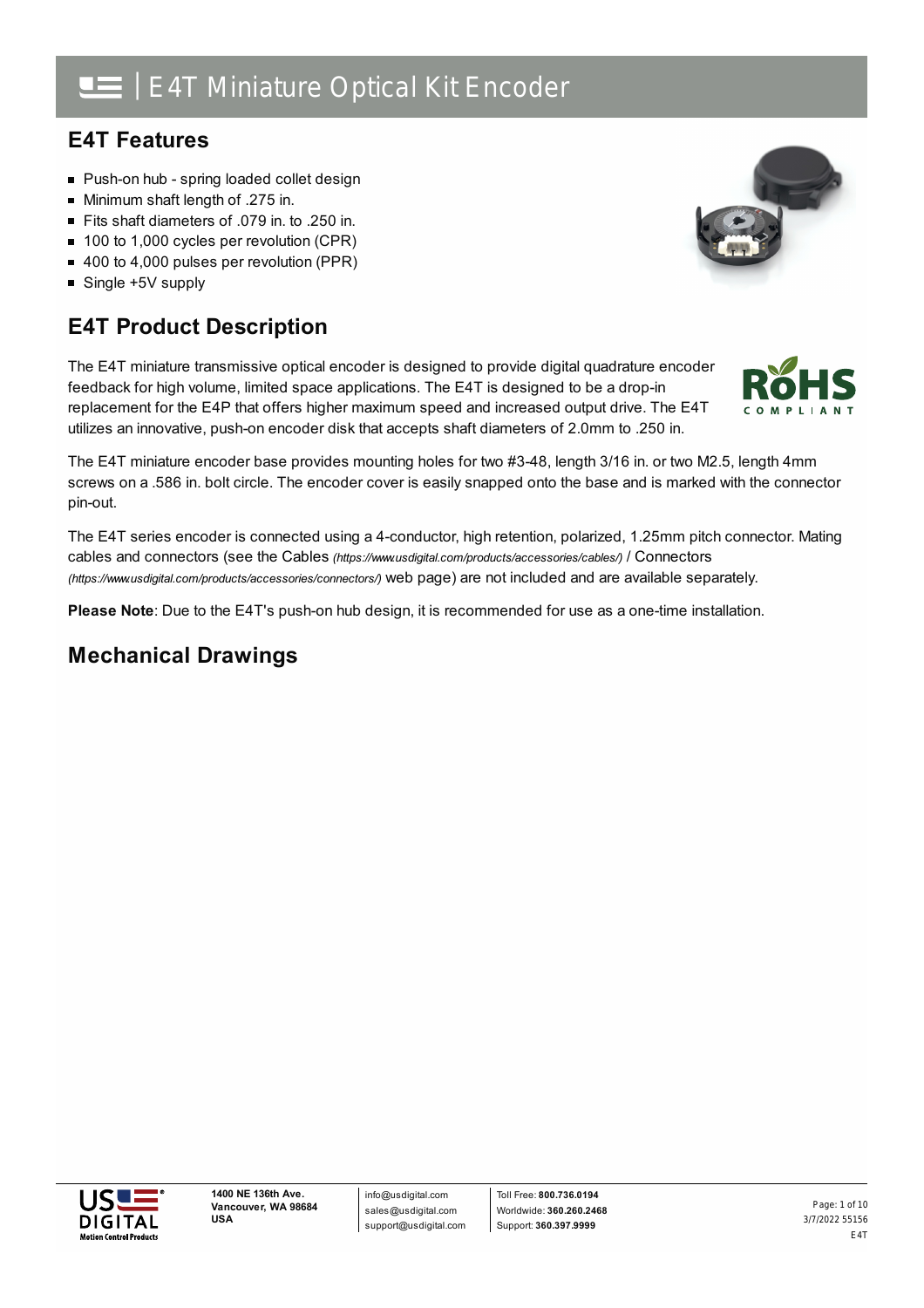# E4T Miniature Optical Kit Encoder

## E4T Features

- Push-on hub - spring loaded collet design
- Minimum shaft length of .275 in.
- Fits shaft diameters of .079 in. to .250 in.
- 100 to 1,000 cycles per revolution (CPR)
- 400 to 4,000 pulses per revolution (PPR)
- Single +5V supply

## E4T Product Description

The E4T miniature transmissive optical encoder is designed to provide digital quadrature encoder feedback for high volume, limited space applications. The E4T is designed to be a drop-in replacement for the E4P that offers higher maximum speed and increased output drive. The E4T utilizes an innovative, push-on encoder disk that accepts shaft diameters of 2.0mm to .250 in.

The E4T miniature encoder base provides mounting holes for two #3-48, length 3/16 in. or two M2.5, length 4mm screws on a .586 in. bolt circle. The encoder cover is easily snapped onto the base and is marked with the connector pin-out.

The E4T series encoder is connected using a 4-conductor, high retention, polarized, 1.25mm pitch connector. Mating cables and connectors (see the Cables *(https://www.usdigital.com/products/accessories/cables/)* / Connectors *(https://www.usdigital.com/products/accessories/connectors/)* web page) are not included and are available separately.

**Please Note**: Due to the E4T's push-on hub design, it is recommended for use as a one-time installation.

## Mechanical Drawings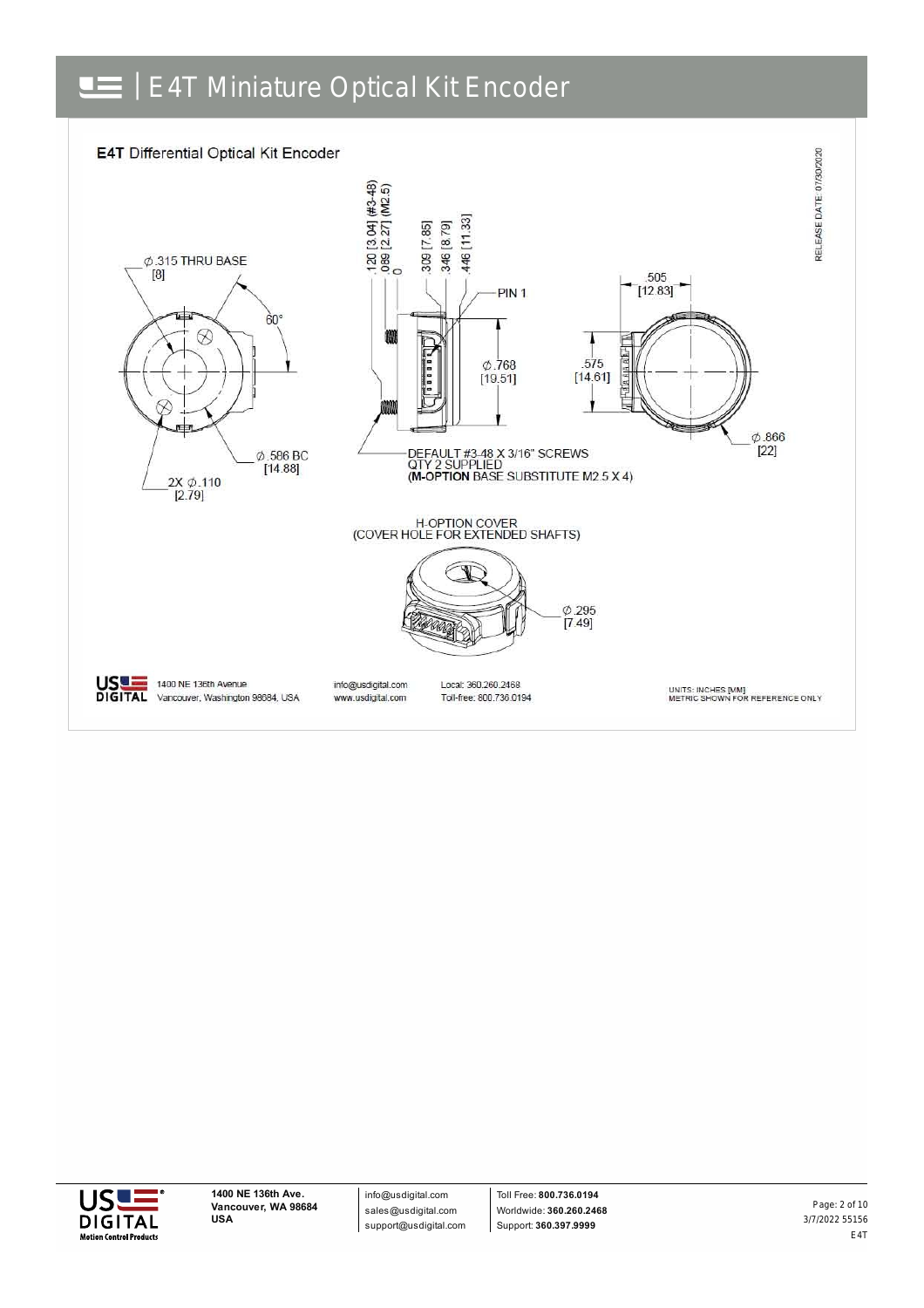# E4T Miniature Optical Kit Encoder

## E4T Differential Optical Kit Encoder

RELEASE DATE: 07/30/2020

Ø.315 THRU BASE
[8]

60°

Ø.586 BC
[14.88]

2X Ø.110
[2.79]

.120 [3.04] (#3-48)
.089 [2.27] (M2.5)
0

.309 [7.85]
.346 [8.79]
.446 [11.33]

PIN 1

Ø.768
[19.51]

DEFAULT #3-48 X 3/16" SCREWS
QTY 2 SUPPLIED
**(M-OPTION** BASE SUBSTITUTE M2.5 X 4)

.505
[12.83]

.575
[14.61]

Ø.866
[22]

H-OPTION COVER
(COVER HOLE FOR EXTENDED SHAFTS)

Ø.295
[7.49]

1400 NE 136th Avenue
Vancouver, Washington 98684, USA

info@usdigital.com
www.usdigital.com

Local: 360.260.2468
Toll-free: 800.736.0194

UNITS: INCHES [MM]
METRIC SHOWN FOR REFERENCE ONLY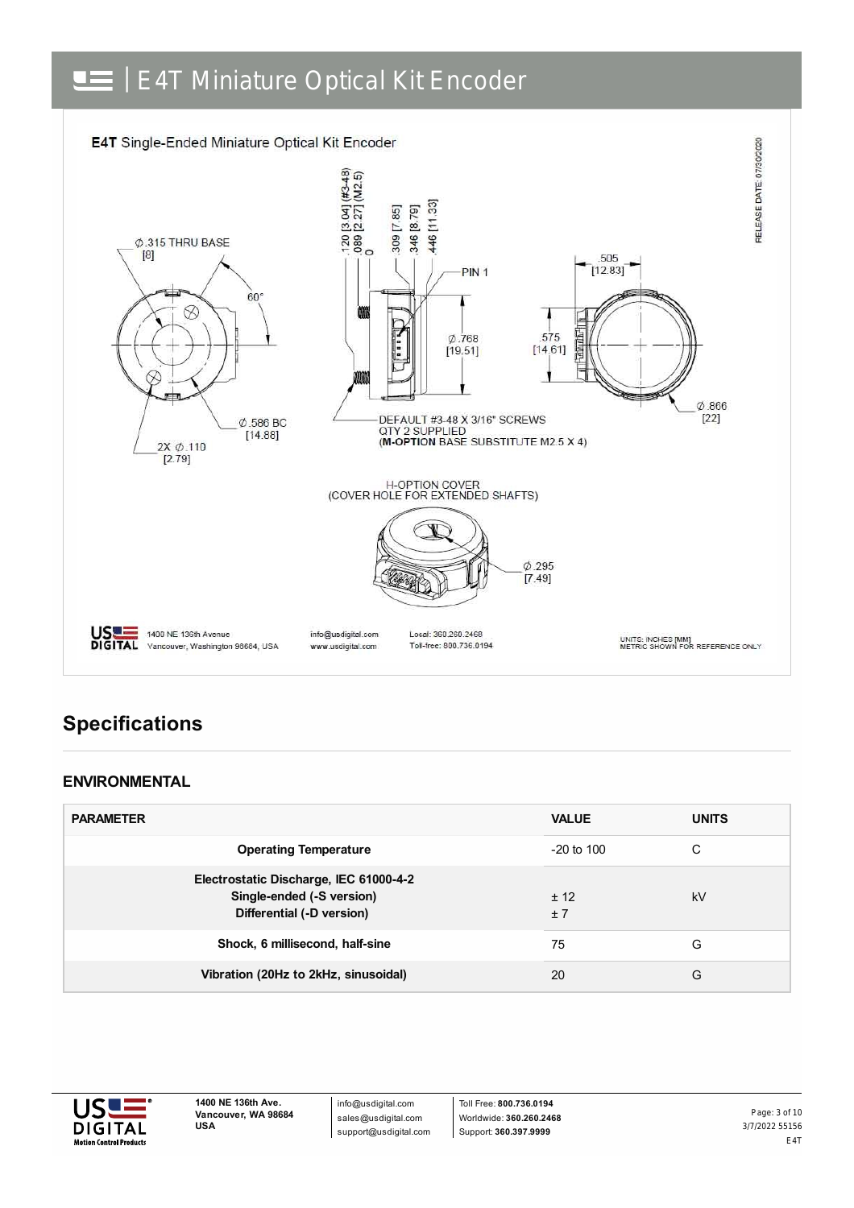## E4T Single-Ended Miniature Optical Kit Encoder

Ø.315 THRU BASE
[8]

60°

Ø.586 BC
[14.88]

2X Ø.110
[2.79]

.120 [3.04] (#3-48)
.089 [2.27] (M2.5)
0

.309 [7.85]
.346 [8.79]
.446 [11.33]

PIN 1

Ø.768
[19.51]

DEFAULT #3-48 X 3/16" SCREWS
QTY 2 SUPPLIED
**(M-OPTION BASE SUBSTITUTE M2.5 X 4)**

.505
[12.83]

.575
[14.61]

Ø.866
[22]

H-OPTION COVER
(COVER HOLE FOR EXTENDED SHAFTS)

Ø.295
[7.49]

RELEASE DATE: 07/30/2020

1400 NE 136th Avenue
Vancouver, Washington 98684, USA

info@usdigital.com
www.usdigital.com

Local: 360.260.2468
Toll-free: 800.736.0194

UNITS: INCHES [MM]
METRIC SHOWN FOR REFERENCE ONLY

# Specifications

### ENVIRONMENTAL

| PARAMETER | VALUE | UNITS |
|---|---|---|
| **Operating Temperature** | -20 to 100 | C |
| **Electrostatic Discharge, IEC 61000-4-2**<br>**Single-ended (-S version)**<br>**Differential (-D version)** | ± 12<br>± 7 | kV |
| **Shock, 6 millisecond, half-sine** | 75 | G |
| **Vibration (20Hz to 2kHz, sinusoidal)** | 20 | G |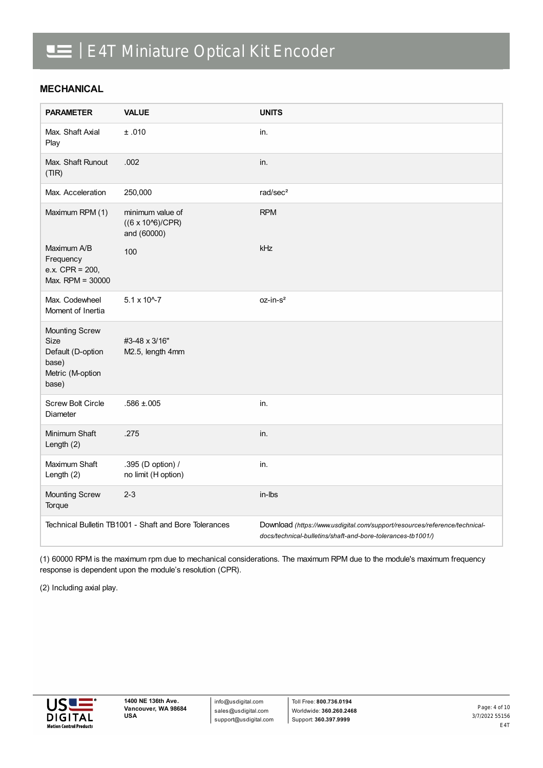## MECHANICAL

| PARAMETER | VALUE | UNITS |
|---|---|---|
| Max. Shaft Axial Play | ± .010 | in. |
| Max. Shaft Runout (TIR) | .002 | in. |
| Max. Acceleration | 250,000 | rad/sec² |
| Maximum RPM (1) | minimum value of ((6 x 10^6)/CPR) and (60000) | RPM |
| Maximum A/B Frequency e.x. CPR = 200, Max. RPM = 30000 | 100 | kHz |
| Max. Codewheel Moment of Inertia | 5.1 x 10^-7 | oz-in-s² |
| Mounting Screw Size Default (D-option base) Metric (M-option base) | #3-48 x 3/16" M2.5, length 4mm | |
| Screw Bolt Circle Diameter | .586 ±.005 | in. |
| Minimum Shaft Length (2) | .275 | in. |
| Maximum Shaft Length (2) | .395 (D option) / no limit (H option) | in. |
| Mounting Screw Torque | 2-3 | in-lbs |
| Technical Bulletin TB1001 - Shaft and Bore Tolerances | | Download *(https://www.usdigital.com/support/resources/reference/technical-docs/technical-bulletins/shaft-and-bore-tolerances-tb1001/)* |

(1) 60000 RPM is the maximum rpm due to mechanical considerations. The maximum RPM due to the module's maximum frequency response is dependent upon the module's resolution (CPR).

(2) Including axial play.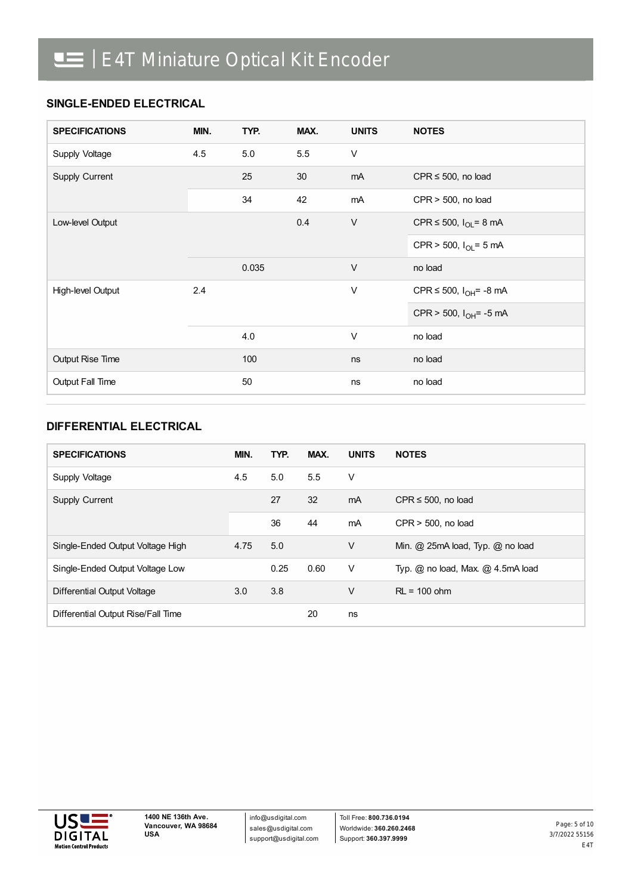## SINGLE-ENDED ELECTRICAL

| SPECIFICATIONS | MIN. | TYP. | MAX. | UNITS | NOTES |
|---|---|---|---|---|---|
| Supply Voltage | 4.5 | 5.0 | 5.5 | V | |
| Supply Current | | 25 | 30 | mA | CPR ≤ 500, no load |
| | | 34 | 42 | mA | CPR > 500, no load |
| Low-level Output | | | 0.4 | V | CPR ≤ 500, $I_{OL}$= 8 mA |
| | | | | | CPR > 500, $I_{OL}$= 5 mA |
| | | 0.035 | | V | no load |
| High-level Output | 2.4 | | | V | CPR ≤ 500, $I_{OH}$= -8 mA |
| | | | | | CPR > 500, $I_{OH}$= -5 mA |
| | | 4.0 | | V | no load |
| Output Rise Time | | 100 | | ns | no load |
| Output Fall Time | | 50 | | ns | no load |

## DIFFERENTIAL ELECTRICAL

| SPECIFICATIONS | MIN. | TYP. | MAX. | UNITS | NOTES |
|---|---|---|---|---|---|
| Supply Voltage | 4.5 | 5.0 | 5.5 | V | |
| Supply Current | | 27 | 32 | mA | CPR ≤ 500, no load |
| | | 36 | 44 | mA | CPR > 500, no load |
| Single-Ended Output Voltage High | 4.75 | 5.0 | | V | Min. @ 25mA load, Typ. @ no load |
| Single-Ended Output Voltage Low | | 0.25 | 0.60 | V | Typ. @ no load, Max. @ 4.5mA load |
| Differential Output Voltage | 3.0 | 3.8 | | V | RL = 100 ohm |
| Differential Output Rise/Fall Time | | | 20 | ns | |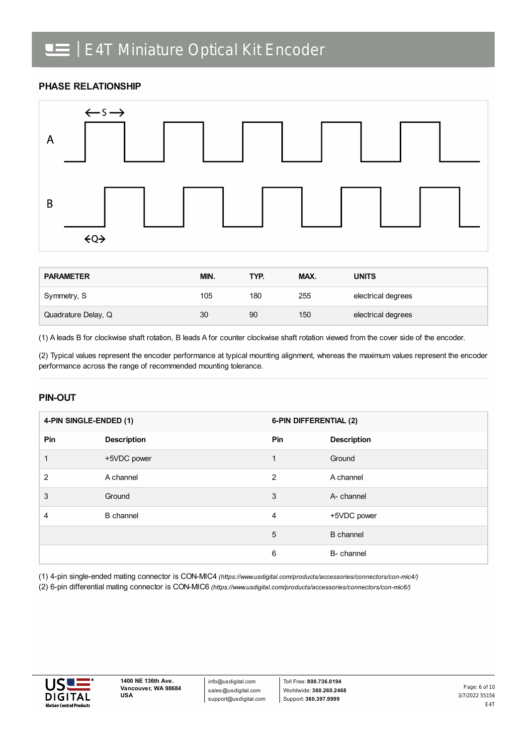## PHASE RELATIONSHIP

S

A

B

Q

| PARAMETER | MIN. | TYP. | MAX. | UNITS |
| --- | --- | --- | --- | --- |
| Symmetry, S | 105 | 180 | 255 | electrical degrees |
| Quadrature Delay, Q | 30 | 90 | 150 | electrical degrees |

(1) A leads B for clockwise shaft rotation, B leads A for counter clockwise shaft rotation viewed from the cover side of the encoder.

(2) Typical values represent the encoder performance at typical mounting alignment, whereas the maximum values represent the encoder performance across the range of recommended mounting tolerance.

## PIN-OUT

| 4-PIN SINGLE-ENDED (1) | | 6-PIN DIFFERENTIAL (2) | |
| --- | --- | --- | --- |
| **Pin** | **Description** | **Pin** | **Description** |
| 1 | +5VDC power | 1 | Ground |
| 2 | A channel | 2 | A channel |
| 3 | Ground | 3 | A- channel |
| 4 | B channel | 4 | +5VDC power |
| | | 5 | B channel |
| | | 6 | B- channel |

(1) 4-pin single-ended mating connector is CON-MIC4 *(https://www.usdigital.com/products/accessories/connectors/con-mic4/)*
(2) 6-pin differential mating connector is CON-MIC6 *(https://www.usdigital.com/products/accessories/connectors/con-mic6/)*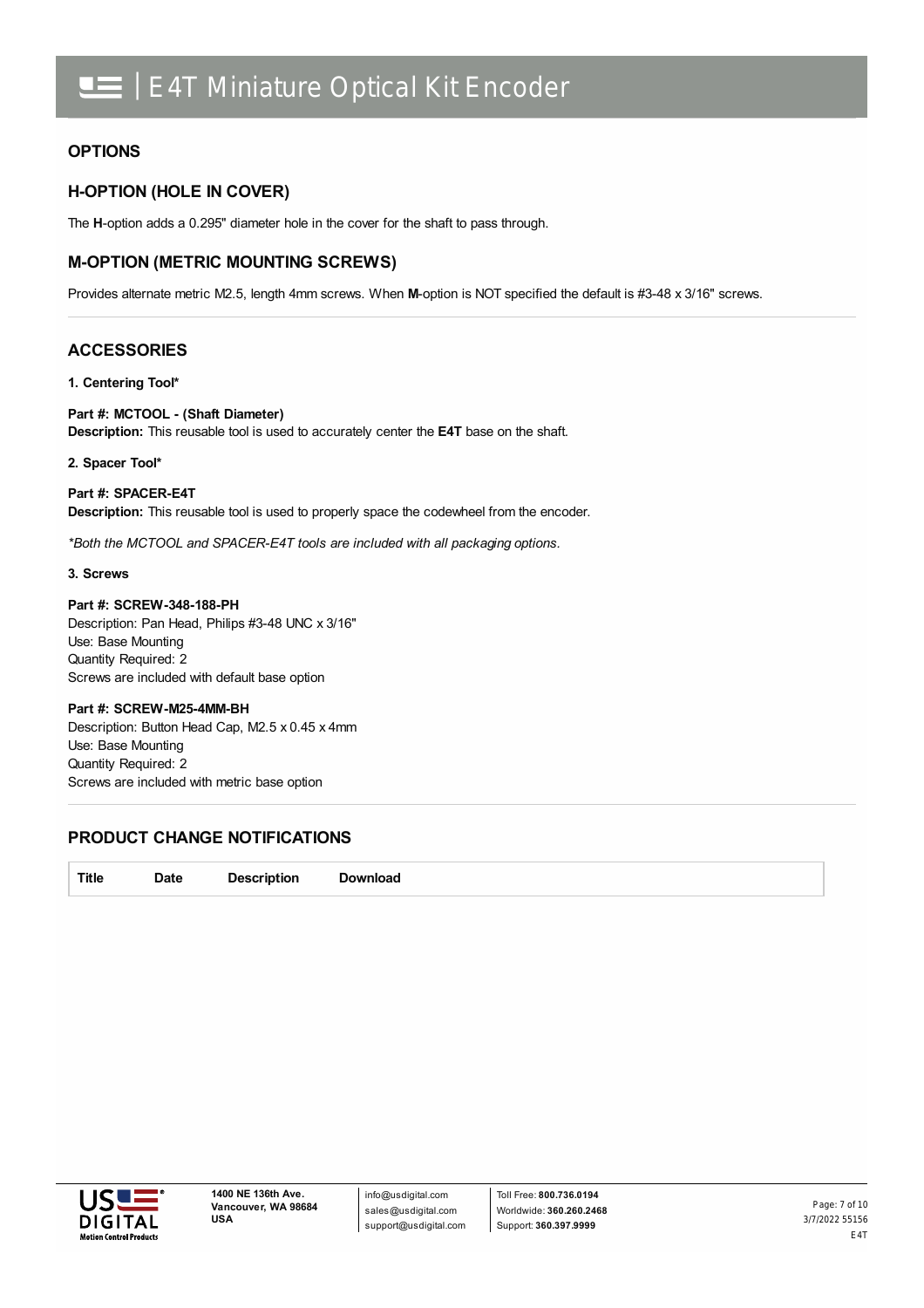## OPTIONS

### H-OPTION (HOLE IN COVER)

The **H**-option adds a 0.295" diameter hole in the cover for the shaft to pass through.

### M-OPTION (METRIC MOUNTING SCREWS)

Provides alternate metric M2.5, length 4mm screws. When **M**-option is NOT specified the default is #3-48 x 3/16" screws.

## ACCESSORIES

**1. Centering Tool***

**Part #: MCTOOL - (Shaft Diameter)**
**Description:** This reusable tool is used to accurately center the **E4T** base on the shaft.

**2. Spacer Tool***

**Part #: SPACER-E4T**
**Description:** This reusable tool is used to properly space the codewheel from the encoder.

*\*Both the MCTOOL and SPACER-E4T tools are included with all packaging options.*

**3. Screws**

**Part #: SCREW-348-188-PH**
Description: Pan Head, Philips #3-48 UNC x 3/16"
Use: Base Mounting
Quantity Required: 2
Screws are included with default base option

**Part #: SCREW-M25-4MM-BH**
Description: Button Head Cap, M2.5 x 0.45 x 4mm
Use: Base Mounting
Quantity Required: 2
Screws are included with metric base option

## PRODUCT CHANGE NOTIFICATIONS

| Title | Date | Description | Download |
|---|---|---|---|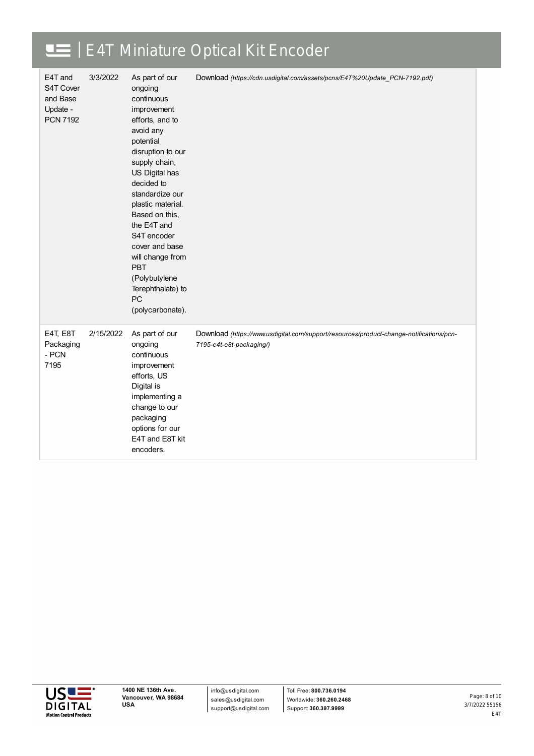| | | | |
|---|---|---|---|
| E4T and S4T Cover and Base Update - PCN 7192 | 3/3/2022 | As part of our ongoing continuous improvement efforts, and to avoid any potential disruption to our supply chain, US Digital has decided to standardize our plastic material. Based on this, the E4T and S4T encoder cover and base will change from PBT (Polybutylene Terephthalate) to PC (polycarbonate). | Download *(https://cdn.usdigital.com/assets/pcns/E4T%20Update_PCN-7192.pdf)* |
| E4T, E8T Packaging - PCN 7195 | 2/15/2022 | As part of our ongoing continuous improvement efforts, US Digital is implementing a change to our packaging options for our E4T and E8T kit encoders. | Download *(https://www.usdigital.com/support/resources/product-change-notifications/pcn-7195-e4t-e8t-packaging/)* |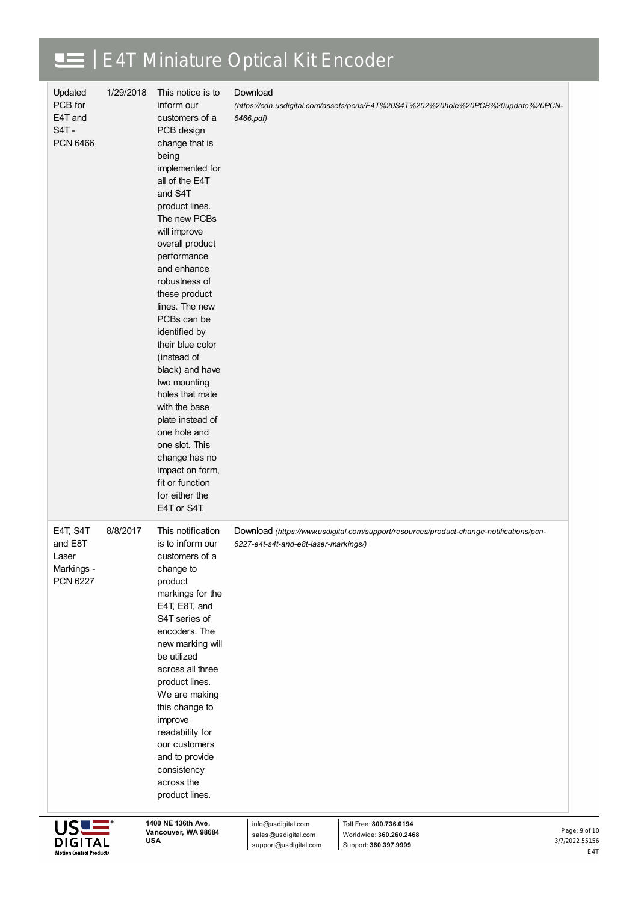| | | | |
|---|---|---|---|
| Updated PCB for E4T and S4T - PCN 6466 | 1/29/2018 | This notice is to inform our customers of a PCB design change that is being implemented for all of the E4T and S4T product lines. The new PCBs will improve overall product performance and enhance robustness of these product lines. The new PCBs can be identified by their blue color (instead of black) and have two mounting holes that mate with the base plate instead of one hole and one slot. This change has no impact on form, fit or function for either the E4T or S4T. | Download *(https://cdn.usdigital.com/assets/pcns/E4T%20S4T%202%20hole%20PCB%20update%20PCN-6466.pdf)* |
| E4T, S4T and E8T Laser Markings - PCN 6227 | 8/8/2017 | This notification is to inform our customers of a change to product markings for the E4T, E8T, and S4T series of encoders. The new marking will be utilized across all three product lines. We are making this change to improve readability for our customers and to provide consistency across the product lines. | Download *(https://www.usdigital.com/support/resources/product-change-notifications/pcn-6227-e4t-s4t-and-e8t-laser-markings/)* |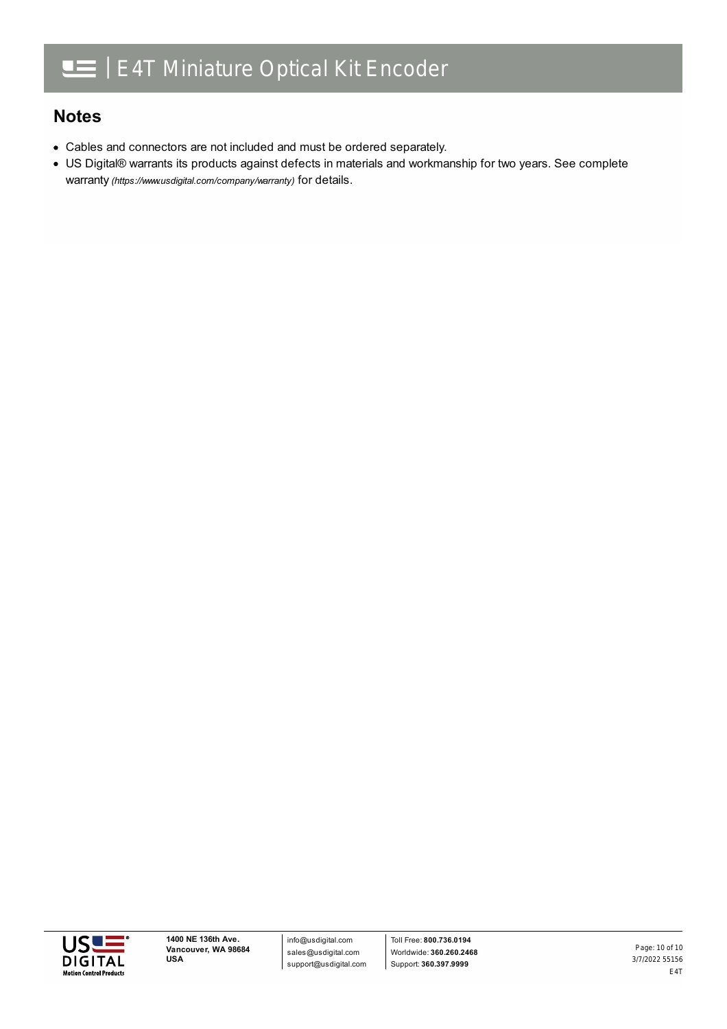## Notes

- Cables and connectors are not included and must be ordered separately.
- US Digital® warrants its products against defects in materials and workmanship for two years. See complete warranty *(https://www.usdigital.com/company/warranty)* for details.